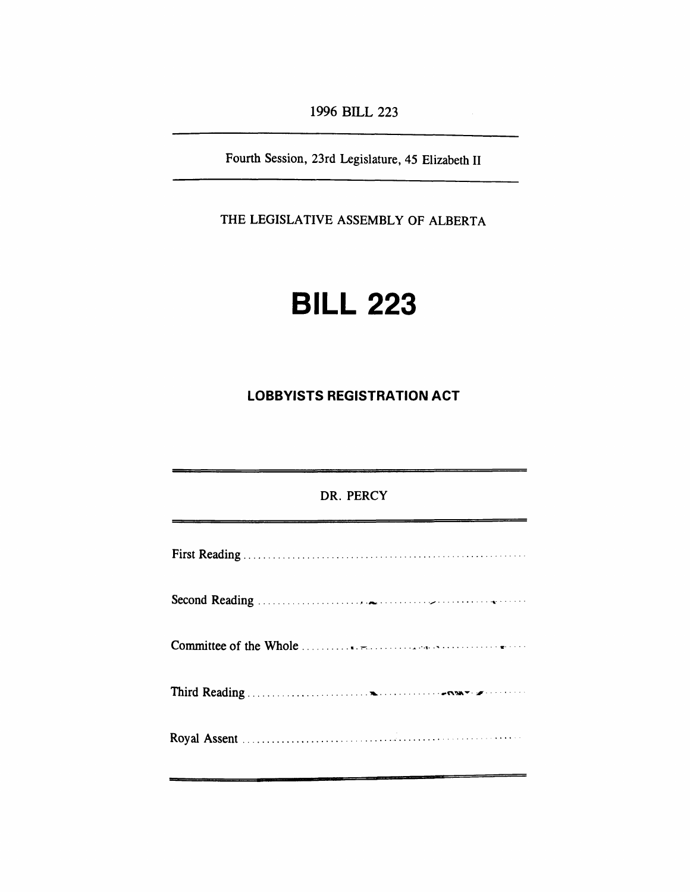1996 BILL 223

Fourth Session, 23rd Legislature, 45 Elizabeth II

THE LEGISLATIVE ASSEMBLY OF ALBERTA

# BILL 223

## LOBBYISTS REGISTRATION ACT

DR. PERCY

First Reading ..........................................................

Second Reading ..........................................................

Committee of the Whole ..........................................................

Third Reading ..........................................................

Royal Assent ..........................................................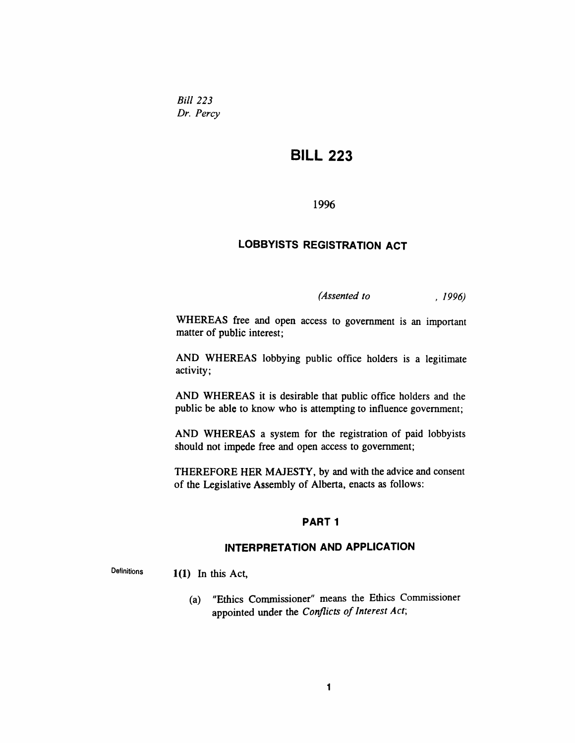*Bill 223*
*Dr. Percy*

# BILL 223

1996

## LOBBYISTS REGISTRATION ACT

*(Assented to , 1996)*

WHEREAS free and open access to government is an important matter of public interest;

AND WHEREAS lobbying public office holders is a legitimate activity;

AND WHEREAS it is desirable that public office holders and the public be able to know who is attempting to influence government;

AND WHEREAS a system for the registration of paid lobbyists should not impede free and open access to government;

THEREFORE HER MAJESTY, by and with the advice and consent of the Legislative Assembly of Alberta, enacts as follows:

### PART 1

### INTERPRETATION AND APPLICATION

Definitions

**1(1)** In this Act,

(a) "Ethics Commissioner" means the Ethics Commissioner appointed under the *Conflicts of Interest Act*;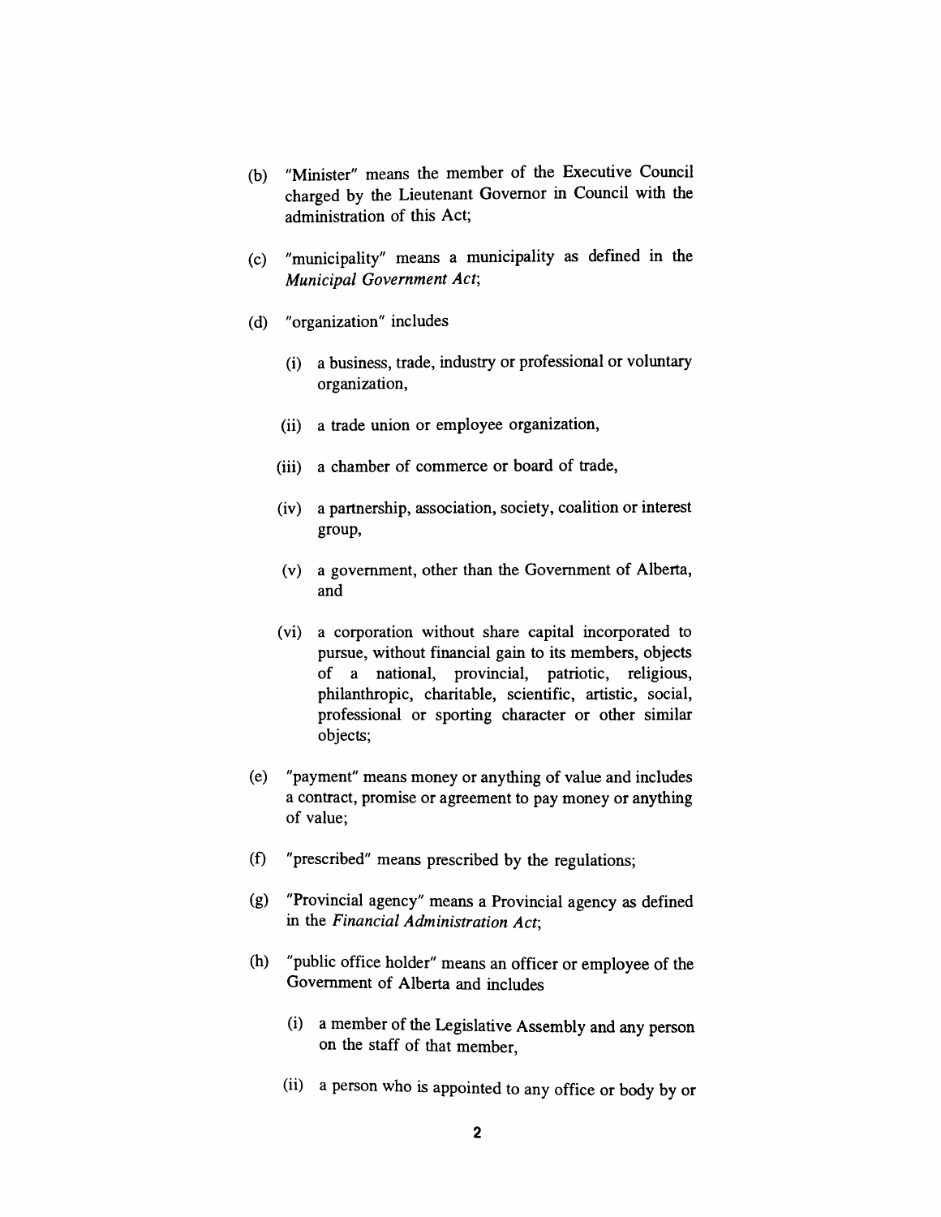(b) "Minister" means the member of the Executive Council charged by the Lieutenant Governor in Council with the administration of this Act;

(c) "municipality" means a municipality as defined in the *Municipal Government Act*;

(d) "organization" includes

  (i) a business, trade, industry or professional or voluntary organization,

  (ii) a trade union or employee organization,

  (iii) a chamber of commerce or board of trade,

  (iv) a partnership, association, society, coalition or interest group,

  (v) a government, other than the Government of Alberta, and

  (vi) a corporation without share capital incorporated to pursue, without financial gain to its members, objects of a national, provincial, patriotic, religious, philanthropic, charitable, scientific, artistic, social, professional or sporting character or other similar objects;

(e) "payment" means money or anything of value and includes a contract, promise or agreement to pay money or anything of value;

(f) "prescribed" means prescribed by the regulations;

(g) "Provincial agency" means a Provincial agency as defined in the *Financial Administration Act*;

(h) "public office holder" means an officer or employee of the Government of Alberta and includes

  (i) a member of the Legislative Assembly and any person on the staff of that member,

  (ii) a person who is appointed to any office or body by or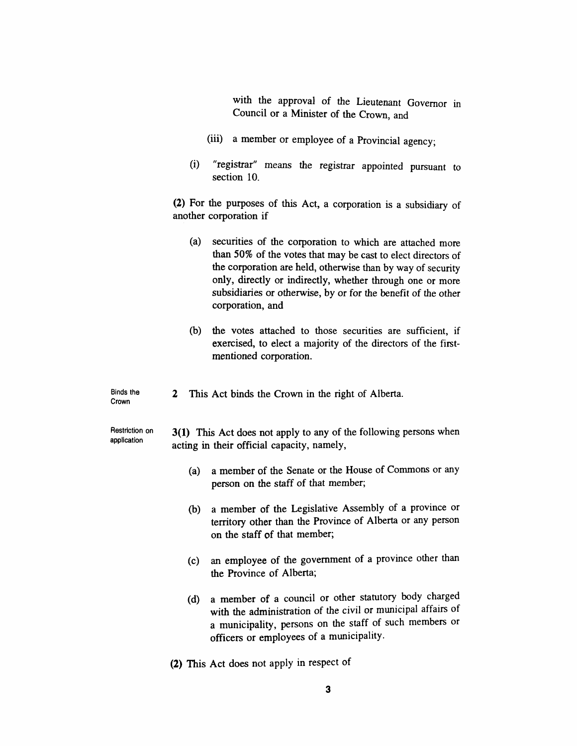with the approval of the Lieutenant Governor in Council or a Minister of the Crown, and

(iii) a member or employee of a Provincial agency;

(i) "registrar" means the registrar appointed pursuant to section 10.

**(2)** For the purposes of this Act, a corporation is a subsidiary of another corporation if

(a) securities of the corporation to which are attached more than 50% of the votes that may be cast to elect directors of the corporation are held, otherwise than by way of security only, directly or indirectly, whether through one or more subsidiaries or otherwise, by or for the benefit of the other corporation, and

(b) the votes attached to those securities are sufficient, if exercised, to elect a majority of the directors of the first-mentioned corporation.

Binds the Crown

**2** This Act binds the Crown in the right of Alberta.

Restriction on application

**3(1)** This Act does not apply to any of the following persons when acting in their official capacity, namely,

(a) a member of the Senate or the House of Commons or any person on the staff of that member;

(b) a member of the Legislative Assembly of a province or territory other than the Province of Alberta or any person on the staff of that member;

(c) an employee of the government of a province other than the Province of Alberta;

(d) a member of a council or other statutory body charged with the administration of the civil or municipal affairs of a municipality, persons on the staff of such members or officers or employees of a municipality.

**(2)** This Act does not apply in respect of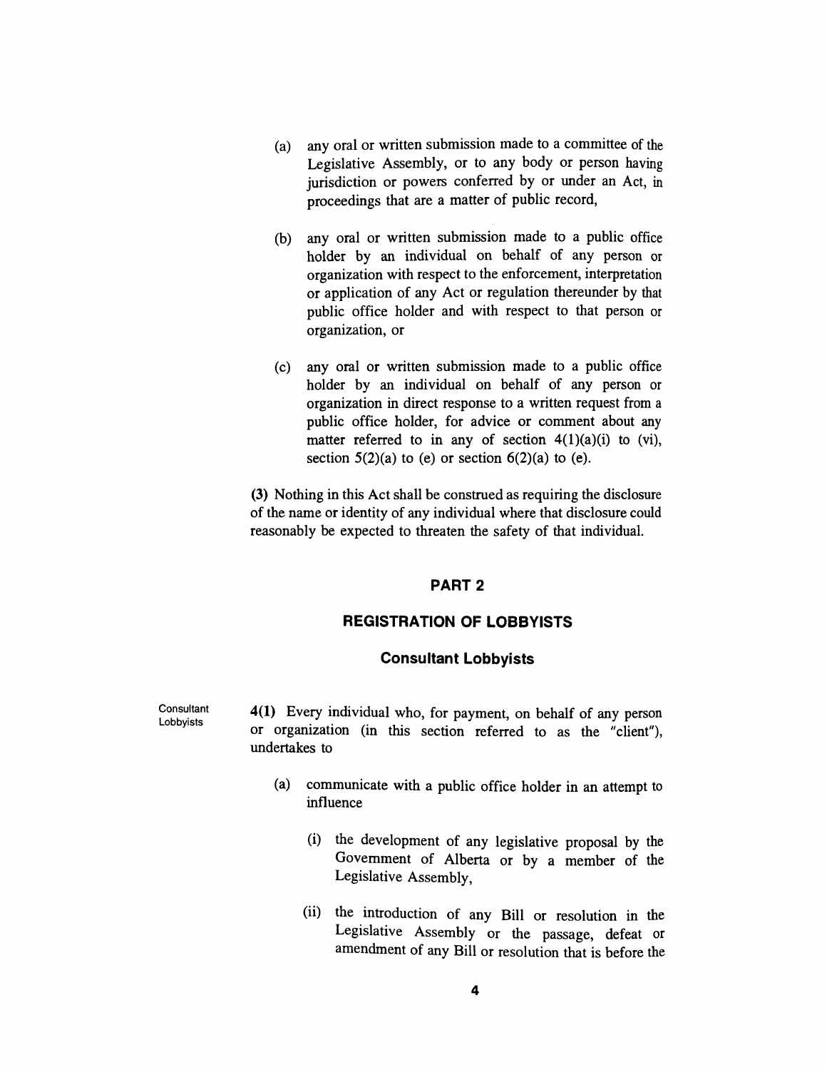(a) any oral or written submission made to a committee of the Legislative Assembly, or to any body or person having jurisdiction or powers conferred by or under an Act, in proceedings that are a matter of public record,

(b) any oral or written submission made to a public office holder by an individual on behalf of any person or organization with respect to the enforcement, interpretation or application of any Act or regulation thereunder by that public office holder and with respect to that person or organization, or

(c) any oral or written submission made to a public office holder by an individual on behalf of any person or organization in direct response to a written request from a public office holder, for advice or comment about any matter referred to in any of section 4(1)(a)(i) to (vi), section 5(2)(a) to (e) or section 6(2)(a) to (e).

**(3)** Nothing in this Act shall be construed as requiring the disclosure of the name or identity of any individual where that disclosure could reasonably be expected to threaten the safety of that individual.

## PART 2

## REGISTRATION OF LOBBYISTS

### Consultant Lobbyists

Consultant Lobbyists

**4(1)** Every individual who, for payment, on behalf of any person or organization (in this section referred to as the "client"), undertakes to

(a) communicate with a public office holder in an attempt to influence

(i) the development of any legislative proposal by the Government of Alberta or by a member of the Legislative Assembly,

(ii) the introduction of any Bill or resolution in the Legislative Assembly or the passage, defeat or amendment of any Bill or resolution that is before the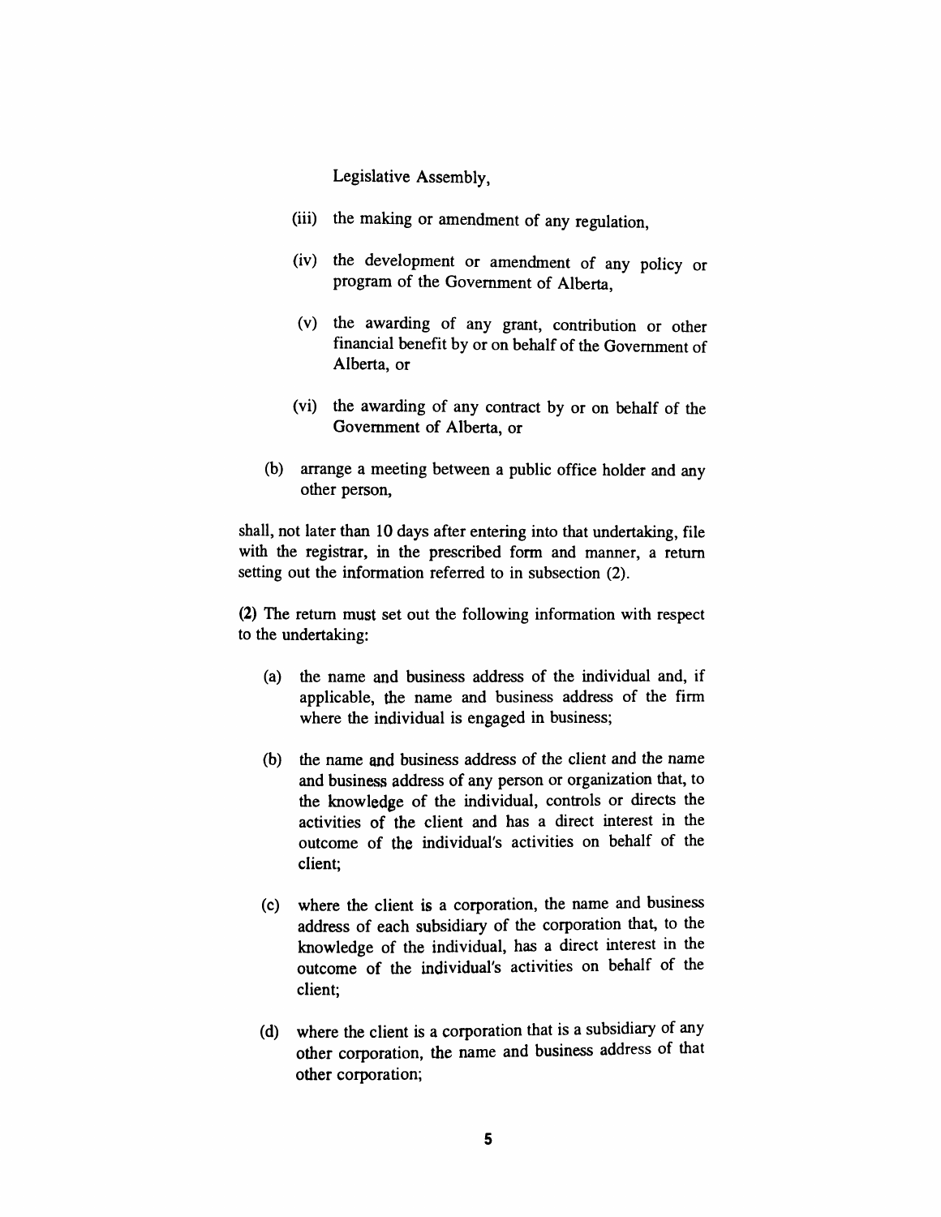Legislative Assembly,

- (iii) the making or amendment of any regulation,
- (iv) the development or amendment of any policy or program of the Government of Alberta,
- (v) the awarding of any grant, contribution or other financial benefit by or on behalf of the Government of Alberta, or
- (vi) the awarding of any contract by or on behalf of the Government of Alberta, or

(b) arrange a meeting between a public office holder and any other person,

shall, not later than 10 days after entering into that undertaking, file with the registrar, in the prescribed form and manner, a return setting out the information referred to in subsection (2).

**(2)** The return must set out the following information with respect to the undertaking:

- (a) the name and business address of the individual and, if applicable, the name and business address of the firm where the individual is engaged in business;
- (b) the name and business address of the client and the name and business address of any person or organization that, to the knowledge of the individual, controls or directs the activities of the client and has a direct interest in the outcome of the individual's activities on behalf of the client;
- (c) where the client is a corporation, the name and business address of each subsidiary of the corporation that, to the knowledge of the individual, has a direct interest in the outcome of the individual's activities on behalf of the client;
- (d) where the client is a corporation that is a subsidiary of any other corporation, the name and business address of that other corporation;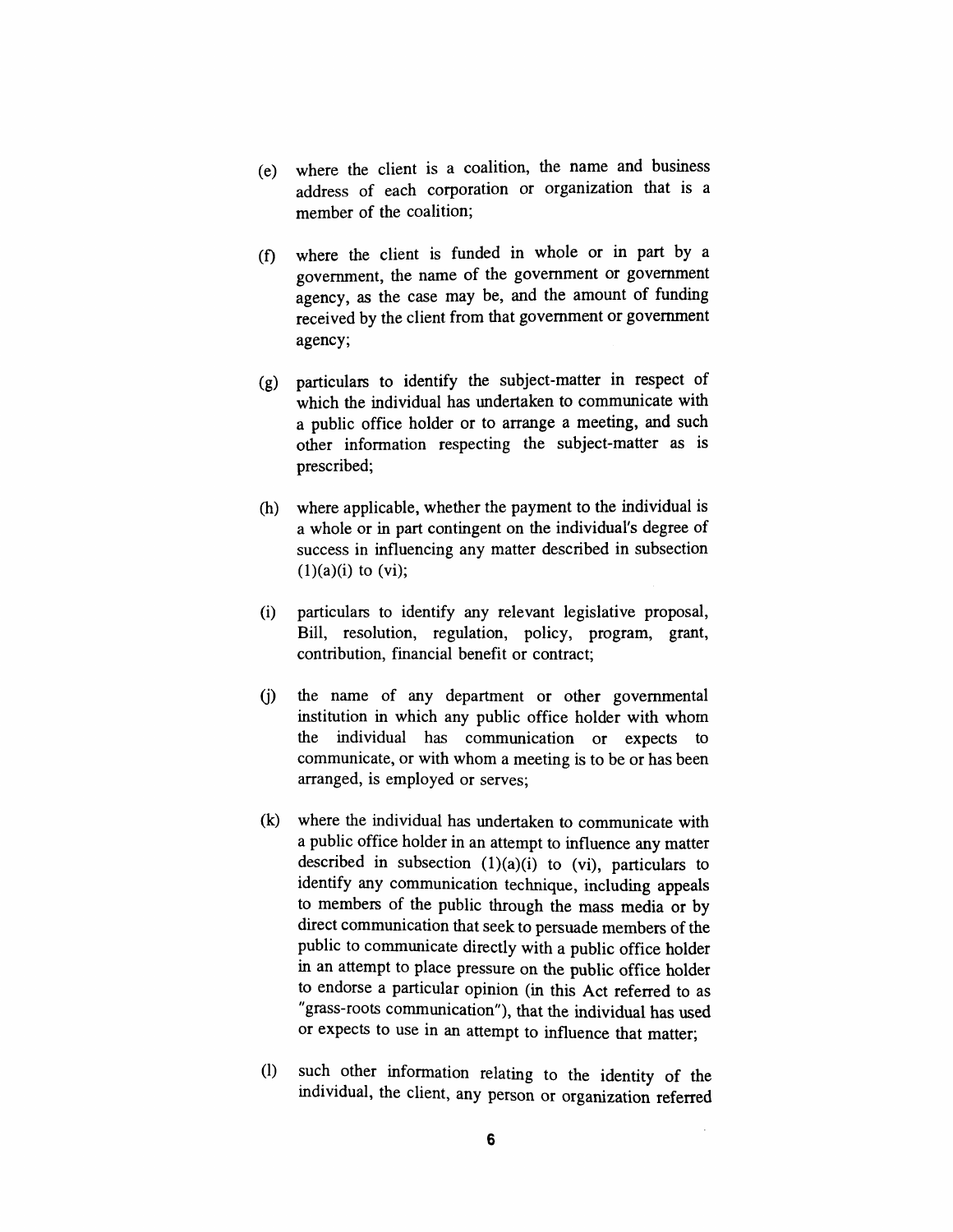(e) where the client is a coalition, the name and business address of each corporation or organization that is a member of the coalition;

(f) where the client is funded in whole or in part by a government, the name of the government or government agency, as the case may be, and the amount of funding received by the client from that government or government agency;

(g) particulars to identify the subject-matter in respect of which the individual has undertaken to communicate with a public office holder or to arrange a meeting, and such other information respecting the subject-matter as is prescribed;

(h) where applicable, whether the payment to the individual is a whole or in part contingent on the individual's degree of success in influencing any matter described in subsection (1)(a)(i) to (vi);

(i) particulars to identify any relevant legislative proposal, Bill, resolution, regulation, policy, program, grant, contribution, financial benefit or contract;

(j) the name of any department or other governmental institution in which any public office holder with whom the individual has communication or expects to communicate, or with whom a meeting is to be or has been arranged, is employed or serves;

(k) where the individual has undertaken to communicate with a public office holder in an attempt to influence any matter described in subsection (1)(a)(i) to (vi), particulars to identify any communication technique, including appeals to members of the public through the mass media or by direct communication that seek to persuade members of the public to communicate directly with a public office holder in an attempt to place pressure on the public office holder to endorse a particular opinion (in this Act referred to as "grass-roots communication"), that the individual has used or expects to use in an attempt to influence that matter;

(l) such other information relating to the identity of the individual, the client, any person or organization referred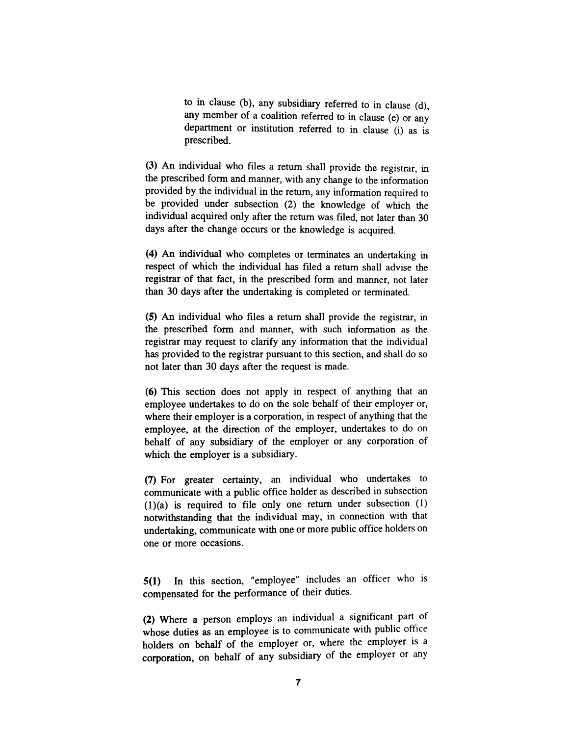to in clause (b), any subsidiary referred to in clause (d), any member of a coalition referred to in clause (e) or any department or institution referred to in clause (i) as is prescribed.

**(3)** An individual who files a return shall provide the registrar, in the prescribed form and manner, with any change to the information provided by the individual in the return, any information required to be provided under subsection (2) the knowledge of which the individual acquired only after the return was filed, not later than 30 days after the change occurs or the knowledge is acquired.

**(4)** An individual who completes or terminates an undertaking in respect of which the individual has filed a return shall advise the registrar of that fact, in the prescribed form and manner, not later than 30 days after the undertaking is completed or terminated.

**(5)** An individual who files a return shall provide the registrar, in the prescribed form and manner, with such information as the registrar may request to clarify any information that the individual has provided to the registrar pursuant to this section, and shall do so not later than 30 days after the request is made.

**(6)** This section does not apply in respect of anything that an employee undertakes to do on the sole behalf of their employer or, where their employer is a corporation, in respect of anything that the employee, at the direction of the employer, undertakes to do on behalf of any subsidiary of the employer or any corporation of which the employer is a subsidiary.

**(7)** For greater certainty, an individual who undertakes to communicate with a public office holder as described in subsection (1)(a) is required to file only one return under subsection (1) notwithstanding that the individual may, in connection with that undertaking, communicate with one or more public office holders on one or more occasions.

**5(1)** In this section, "employee" includes an officer who is compensated for the performance of their duties.

**(2)** Where a person employs an individual a significant part of whose duties as an employee is to communicate with public office holders on behalf of the employer or, where the employer is a corporation, on behalf of any subsidiary of the employer or any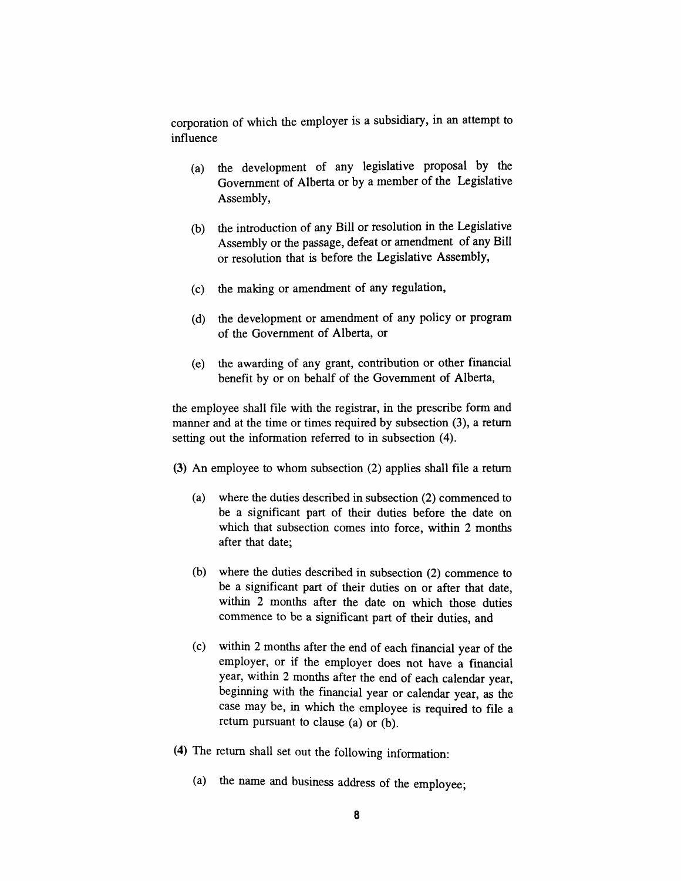corporation of which the employer is a subsidiary, in an attempt to influence

(a) the development of any legislative proposal by the Government of Alberta or by a member of the Legislative Assembly,

(b) the introduction of any Bill or resolution in the Legislative Assembly or the passage, defeat or amendment of any Bill or resolution that is before the Legislative Assembly,

(c) the making or amendment of any regulation,

(d) the development or amendment of any policy or program of the Government of Alberta, or

(e) the awarding of any grant, contribution or other financial benefit by or on behalf of the Government of Alberta,

the employee shall file with the registrar, in the prescribe form and manner and at the time or times required by subsection (3), a return setting out the information referred to in subsection (4).

**(3)** An employee to whom subsection (2) applies shall file a return

(a) where the duties described in subsection (2) commenced to be a significant part of their duties before the date on which that subsection comes into force, within 2 months after that date;

(b) where the duties described in subsection (2) commence to be a significant part of their duties on or after that date, within 2 months after the date on which those duties commence to be a significant part of their duties, and

(c) within 2 months after the end of each financial year of the employer, or if the employer does not have a financial year, within 2 months after the end of each calendar year, beginning with the financial year or calendar year, as the case may be, in which the employee is required to file a return pursuant to clause (a) or (b).

**(4)** The return shall set out the following information:

(a) the name and business address of the employee;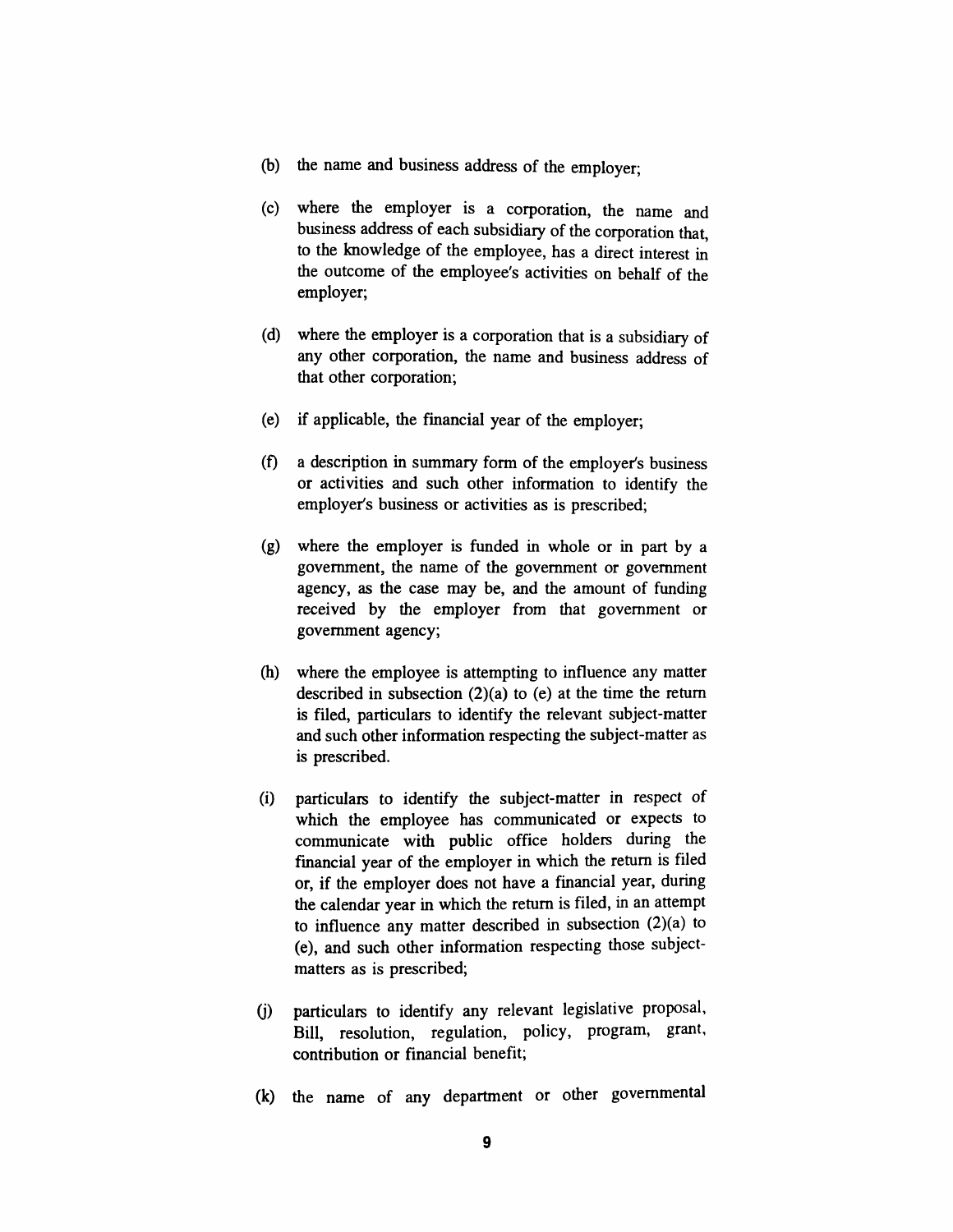(b) the name and business address of the employer;

(c) where the employer is a corporation, the name and business address of each subsidiary of the corporation that, to the knowledge of the employee, has a direct interest in the outcome of the employee's activities on behalf of the employer;

(d) where the employer is a corporation that is a subsidiary of any other corporation, the name and business address of that other corporation;

(e) if applicable, the financial year of the employer;

(f) a description in summary form of the employer's business or activities and such other information to identify the employer's business or activities as is prescribed;

(g) where the employer is funded in whole or in part by a government, the name of the government or government agency, as the case may be, and the amount of funding received by the employer from that government or government agency;

(h) where the employee is attempting to influence any matter described in subsection (2)(a) to (e) at the time the return is filed, particulars to identify the relevant subject-matter and such other information respecting the subject-matter as is prescribed.

(i) particulars to identify the subject-matter in respect of which the employee has communicated or expects to communicate with public office holders during the financial year of the employer in which the return is filed or, if the employer does not have a financial year, during the calendar year in which the return is filed, in an attempt to influence any matter described in subsection (2)(a) to (e), and such other information respecting those subject-matters as is prescribed;

(j) particulars to identify any relevant legislative proposal, Bill, resolution, regulation, policy, program, grant, contribution or financial benefit;

(k) the name of any department or other governmental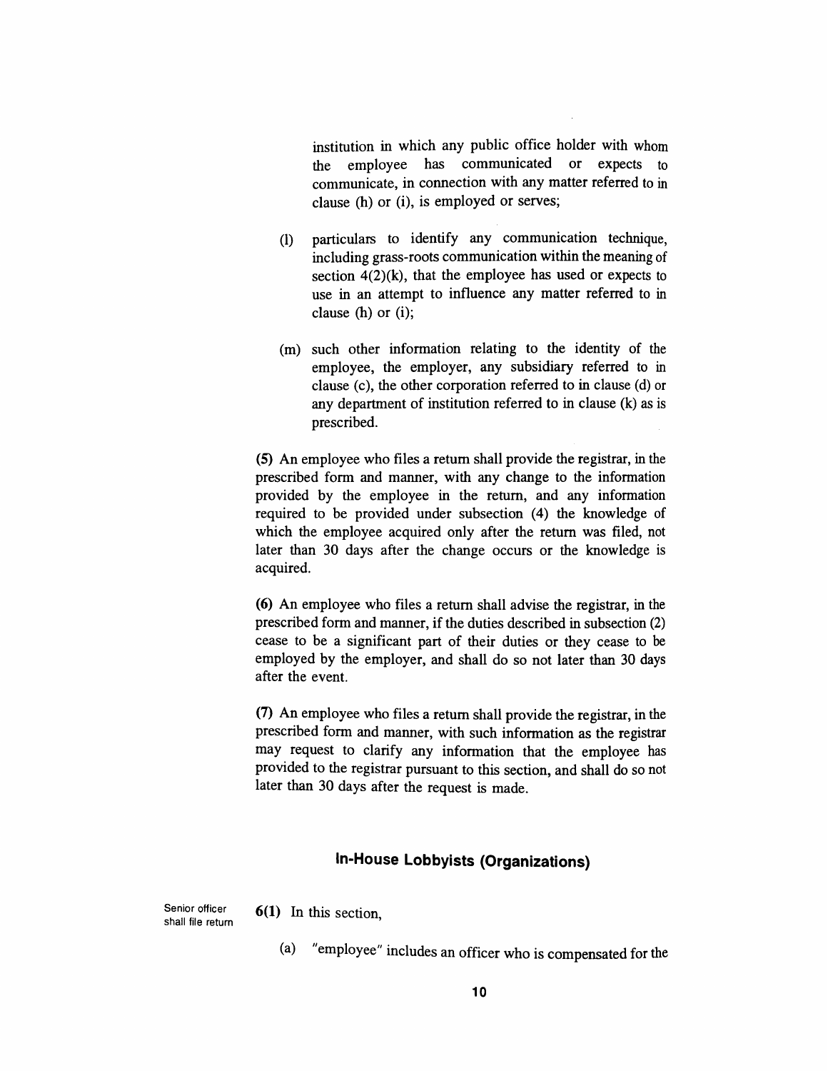institution in which any public office holder with whom the employee has communicated or expects to communicate, in connection with any matter referred to in clause (h) or (i), is employed or serves;

(l) particulars to identify any communication technique, including grass-roots communication within the meaning of section 4(2)(k), that the employee has used or expects to use in an attempt to influence any matter referred to in clause (h) or (i);

(m) such other information relating to the identity of the employee, the employer, any subsidiary referred to in clause (c), the other corporation referred to in clause (d) or any department of institution referred to in clause (k) as is prescribed.

**(5)** An employee who files a return shall provide the registrar, in the prescribed form and manner, with any change to the information provided by the employee in the return, and any information required to be provided under subsection (4) the knowledge of which the employee acquired only after the return was filed, not later than 30 days after the change occurs or the knowledge is acquired.

**(6)** An employee who files a return shall advise the registrar, in the prescribed form and manner, if the duties described in subsection (2) cease to be a significant part of their duties or they cease to be employed by the employer, and shall do so not later than 30 days after the event.

**(7)** An employee who files a return shall provide the registrar, in the prescribed form and manner, with such information as the registrar may request to clarify any information that the employee has provided to the registrar pursuant to this section, and shall do so not later than 30 days after the request is made.

## In-House Lobbyists (Organizations)

Senior officer shall file return

**6(1)** In this section,

(a) "employee" includes an officer who is compensated for the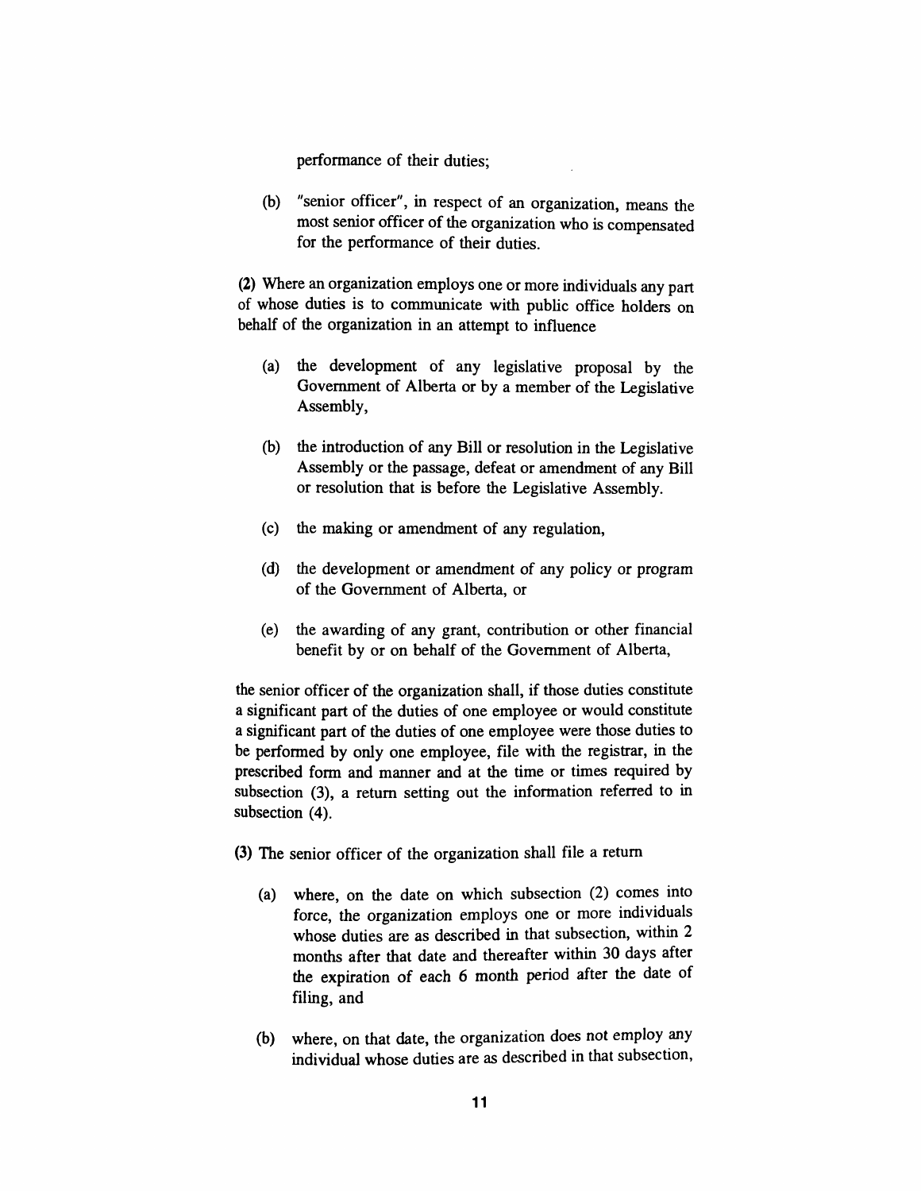performance of their duties;

(b) "senior officer", in respect of an organization, means the most senior officer of the organization who is compensated for the performance of their duties.

**(2)** Where an organization employs one or more individuals any part of whose duties is to communicate with public office holders on behalf of the organization in an attempt to influence

(a) the development of any legislative proposal by the Government of Alberta or by a member of the Legislative Assembly,

(b) the introduction of any Bill or resolution in the Legislative Assembly or the passage, defeat or amendment of any Bill or resolution that is before the Legislative Assembly.

(c) the making or amendment of any regulation,

(d) the development or amendment of any policy or program of the Government of Alberta, or

(e) the awarding of any grant, contribution or other financial benefit by or on behalf of the Government of Alberta,

the senior officer of the organization shall, if those duties constitute a significant part of the duties of one employee or would constitute a significant part of the duties of one employee were those duties to be performed by only one employee, file with the registrar, in the prescribed form and manner and at the time or times required by subsection (3), a return setting out the information referred to in subsection (4).

**(3)** The senior officer of the organization shall file a return

(a) where, on the date on which subsection (2) comes into force, the organization employs one or more individuals whose duties are as described in that subsection, within 2 months after that date and thereafter within 30 days after the expiration of each 6 month period after the date of filing, and

(b) where, on that date, the organization does not employ any individual whose duties are as described in that subsection,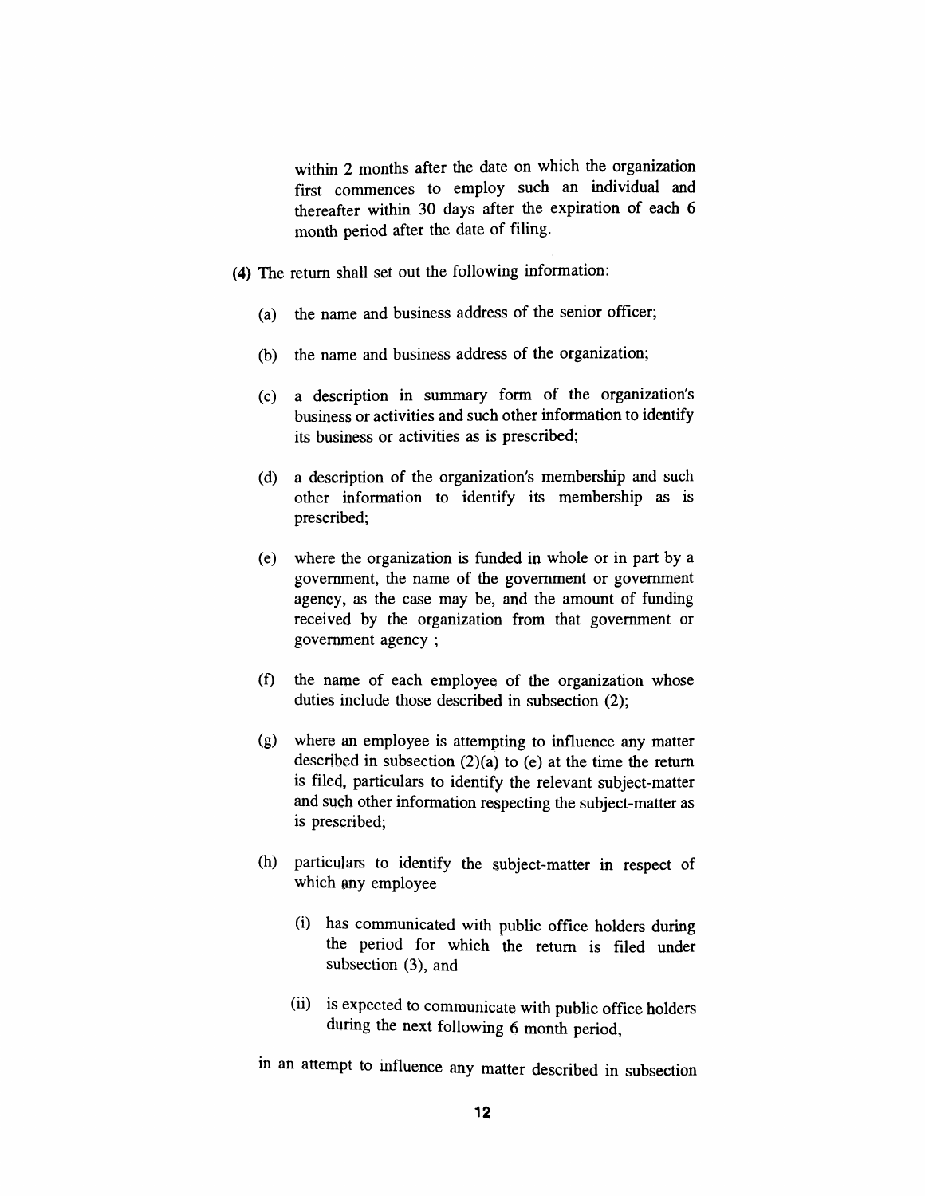within 2 months after the date on which the organization first commences to employ such an individual and thereafter within 30 days after the expiration of each 6 month period after the date of filing.

**(4)** The return shall set out the following information:

(a) the name and business address of the senior officer;

(b) the name and business address of the organization;

(c) a description in summary form of the organization's business or activities and such other information to identify its business or activities as is prescribed;

(d) a description of the organization's membership and such other information to identify its membership as is prescribed;

(e) where the organization is funded in whole or in part by a government, the name of the government or government agency, as the case may be, and the amount of funding received by the organization from that government or government agency ;

(f) the name of each employee of the organization whose duties include those described in subsection (2);

(g) where an employee is attempting to influence any matter described in subsection (2)(a) to (e) at the time the return is filed, particulars to identify the relevant subject-matter and such other information respecting the subject-matter as is prescribed;

(h) particulars to identify the subject-matter in respect of which any employee

(i) has communicated with public office holders during the period for which the return is filed under subsection (3), and

(ii) is expected to communicate with public office holders during the next following 6 month period,

in an attempt to influence any matter described in subsection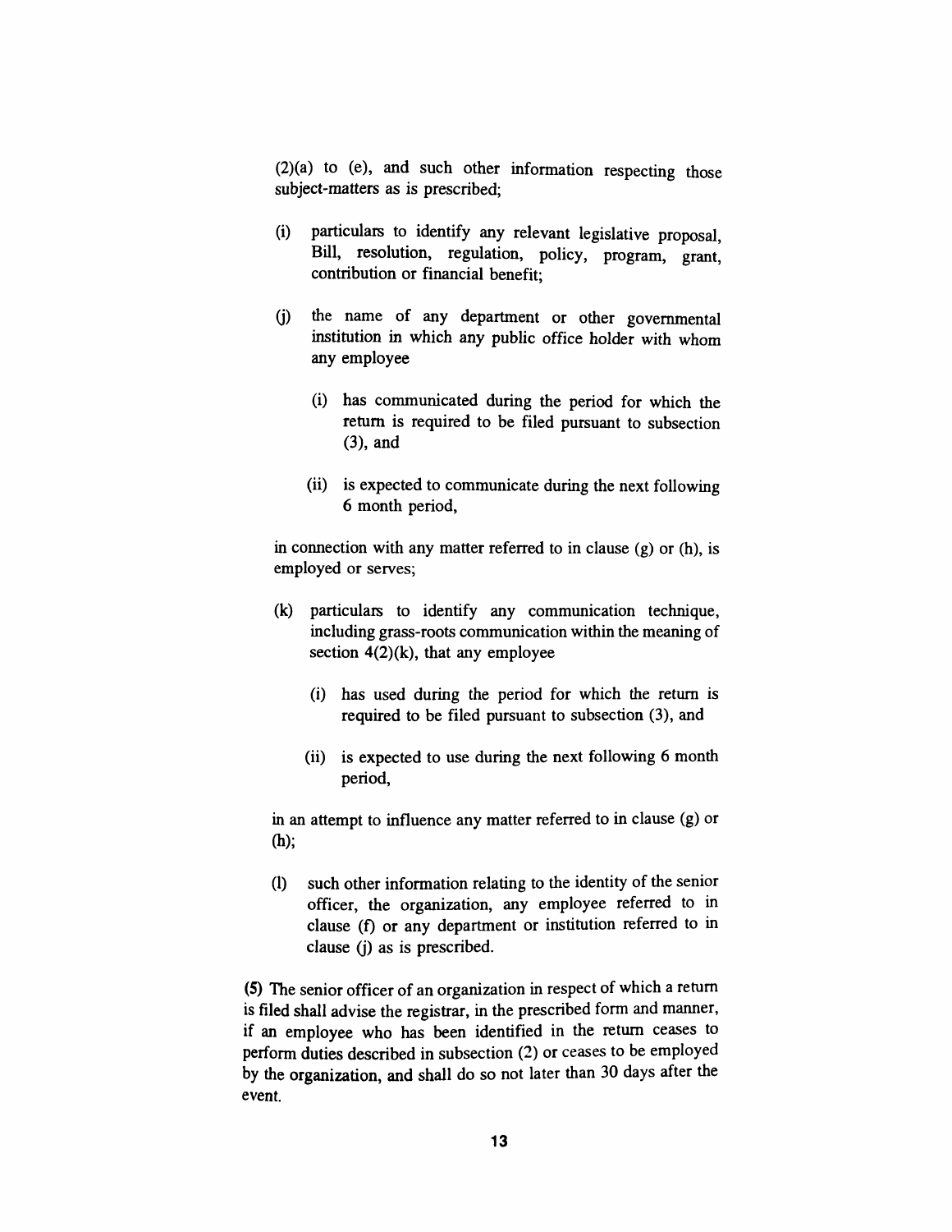(2)(a) to (e), and such other information respecting those subject-matters as is prescribed;

(i) particulars to identify any relevant legislative proposal, Bill, resolution, regulation, policy, program, grant, contribution or financial benefit;

(j) the name of any department or other governmental institution in which any public office holder with whom any employee

   (i) has communicated during the period for which the return is required to be filed pursuant to subsection (3), and

   (ii) is expected to communicate during the next following 6 month period,

in connection with any matter referred to in clause (g) or (h), is employed or serves;

(k) particulars to identify any communication technique, including grass-roots communication within the meaning of section 4(2)(k), that any employee

   (i) has used during the period for which the return is required to be filed pursuant to subsection (3), and

   (ii) is expected to use during the next following 6 month period,

in an attempt to influence any matter referred to in clause (g) or (h);

(l) such other information relating to the identity of the senior officer, the organization, any employee referred to in clause (f) or any department or institution referred to in clause (j) as is prescribed.

**(5)** The senior officer of an organization in respect of which a return is filed shall advise the registrar, in the prescribed form and manner, if an employee who has been identified in the return ceases to perform duties described in subsection (2) or ceases to be employed by the organization, and shall do so not later than 30 days after the event.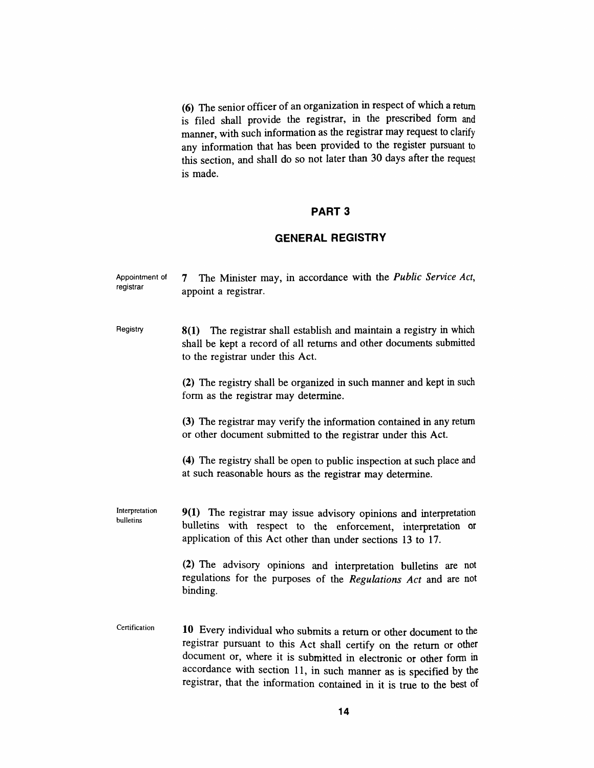**(6)** The senior officer of an organization in respect of which a return is filed shall provide the registrar, in the prescribed form and manner, with such information as the registrar may request to clarify any information that has been provided to the register pursuant to this section, and shall do so not later than 30 days after the request is made.

## PART 3

## GENERAL REGISTRY

Appointment of registrar

**7** The Minister may, in accordance with the *Public Service Act*, appoint a registrar.

Registry

**8(1)** The registrar shall establish and maintain a registry in which shall be kept a record of all returns and other documents submitted to the registrar under this Act.

**(2)** The registry shall be organized in such manner and kept in such form as the registrar may determine.

**(3)** The registrar may verify the information contained in any return or other document submitted to the registrar under this Act.

**(4)** The registry shall be open to public inspection at such place and at such reasonable hours as the registrar may determine.

Interpretation bulletins

**9(1)** The registrar may issue advisory opinions and interpretation bulletins with respect to the enforcement, interpretation or application of this Act other than under sections 13 to 17.

**(2)** The advisory opinions and interpretation bulletins are not regulations for the purposes of the *Regulations Act* and are not binding.

Certification

**10** Every individual who submits a return or other document to the registrar pursuant to this Act shall certify on the return or other document or, where it is submitted in electronic or other form in accordance with section 11, in such manner as is specified by the registrar, that the information contained in it is true to the best of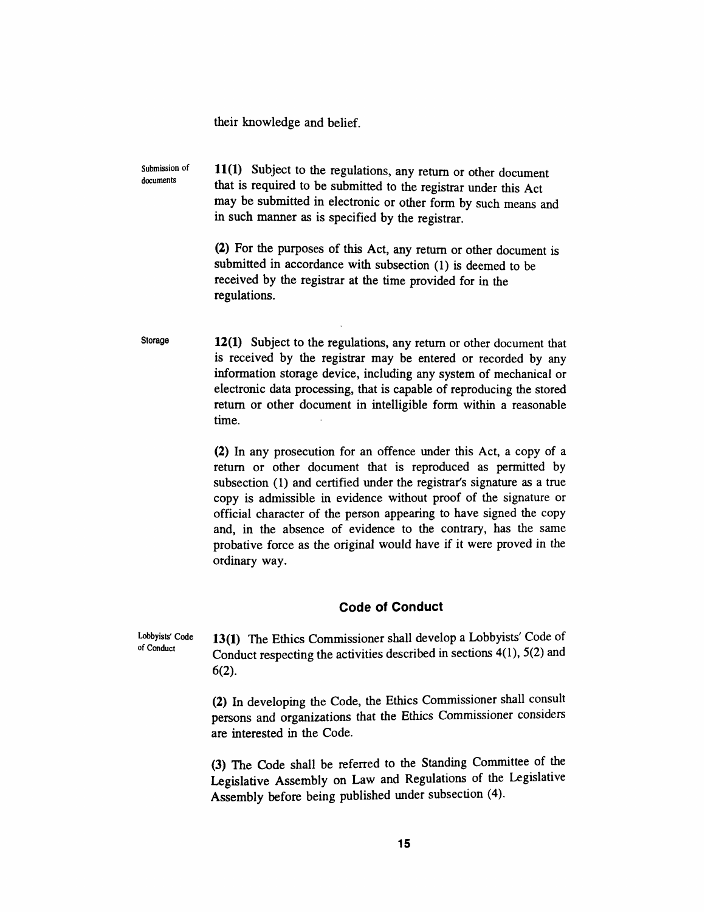their knowledge and belief.

Submission of documents

**11(1)** Subject to the regulations, any return or other document that is required to be submitted to the registrar under this Act may be submitted in electronic or other form by such means and in such manner as is specified by the registrar.

**(2)** For the purposes of this Act, any return or other document is submitted in accordance with subsection (1) is deemed to be received by the registrar at the time provided for in the regulations.

Storage

**12(1)** Subject to the regulations, any return or other document that is received by the registrar may be entered or recorded by any information storage device, including any system of mechanical or electronic data processing, that is capable of reproducing the stored return or other document in intelligible form within a reasonable time.

**(2)** In any prosecution for an offence under this Act, a copy of a return or other document that is reproduced as permitted by subsection (1) and certified under the registrar's signature as a true copy is admissible in evidence without proof of the signature or official character of the person appearing to have signed the copy and, in the absence of evidence to the contrary, has the same probative force as the original would have if it were proved in the ordinary way.

## Code of Conduct

Lobbyists' Code of Conduct

**13(1)** The Ethics Commissioner shall develop a Lobbyists' Code of Conduct respecting the activities described in sections 4(1), 5(2) and 6(2).

**(2)** In developing the Code, the Ethics Commissioner shall consult persons and organizations that the Ethics Commissioner considers are interested in the Code.

**(3)** The Code shall be referred to the Standing Committee of the Legislative Assembly on Law and Regulations of the Legislative Assembly before being published under subsection (4).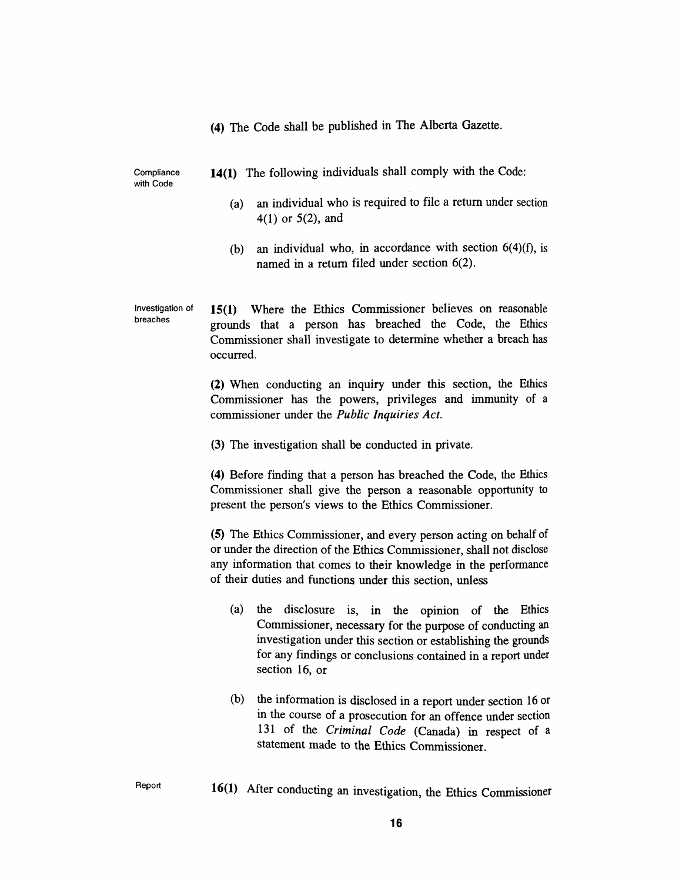(4) The Code shall be published in The Alberta Gazette.

Compliance with Code

**14(1)** The following individuals shall comply with the Code:

(a) an individual who is required to file a return under section 4(1) or 5(2), and

(b) an individual who, in accordance with section 6(4)(f), is named in a return filed under section 6(2).

Investigation of breaches

**15(1)** Where the Ethics Commissioner believes on reasonable grounds that a person has breached the Code, the Ethics Commissioner shall investigate to determine whether a breach has occurred.

**(2)** When conducting an inquiry under this section, the Ethics Commissioner has the powers, privileges and immunity of a commissioner under the *Public Inquiries Act.*

**(3)** The investigation shall be conducted in private.

**(4)** Before finding that a person has breached the Code, the Ethics Commissioner shall give the person a reasonable opportunity to present the person's views to the Ethics Commissioner.

**(5)** The Ethics Commissioner, and every person acting on behalf of or under the direction of the Ethics Commissioner, shall not disclose any information that comes to their knowledge in the performance of their duties and functions under this section, unless

(a) the disclosure is, in the opinion of the Ethics Commissioner, necessary for the purpose of conducting an investigation under this section or establishing the grounds for any findings or conclusions contained in a report under section 16, or

(b) the information is disclosed in a report under section 16 or in the course of a prosecution for an offence under section 131 of the *Criminal Code* (Canada) in respect of a statement made to the Ethics Commissioner.

Report

**16(1)** After conducting an investigation, the Ethics Commissioner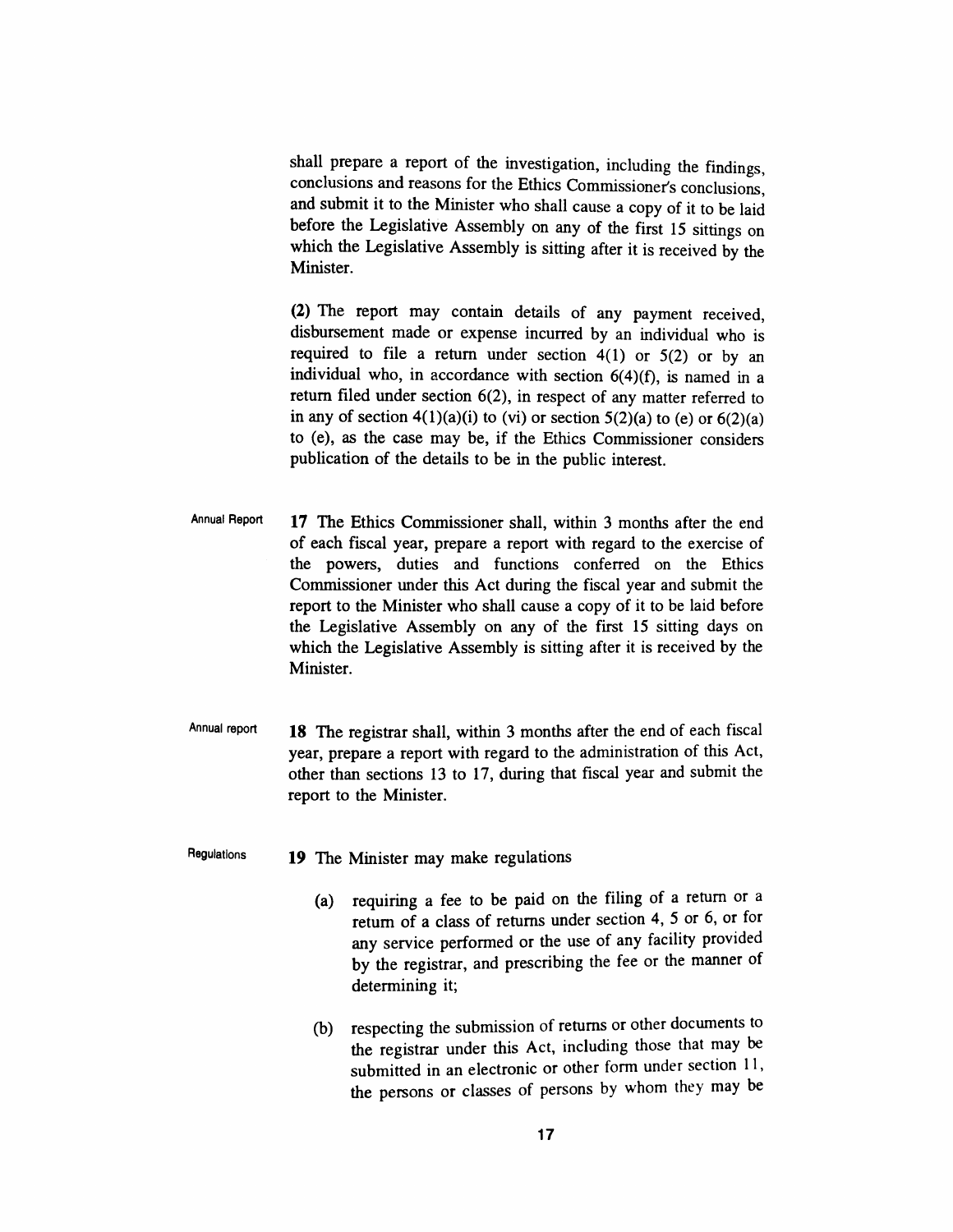shall prepare a report of the investigation, including the findings, conclusions and reasons for the Ethics Commissioner's conclusions, and submit it to the Minister who shall cause a copy of it to be laid before the Legislative Assembly on any of the first 15 sittings on which the Legislative Assembly is sitting after it is received by the Minister.

**(2)** The report may contain details of any payment received, disbursement made or expense incurred by an individual who is required to file a return under section 4(1) or 5(2) or by an individual who, in accordance with section 6(4)(f), is named in a return filed under section 6(2), in respect of any matter referred to in any of section 4(1)(a)(i) to (vi) or section 5(2)(a) to (e) or 6(2)(a) to (e), as the case may be, if the Ethics Commissioner considers publication of the details to be in the public interest.

Annual Report

**17** The Ethics Commissioner shall, within 3 months after the end of each fiscal year, prepare a report with regard to the exercise of the powers, duties and functions conferred on the Ethics Commissioner under this Act during the fiscal year and submit the report to the Minister who shall cause a copy of it to be laid before the Legislative Assembly on any of the first 15 sitting days on which the Legislative Assembly is sitting after it is received by the Minister.

Annual report

**18** The registrar shall, within 3 months after the end of each fiscal year, prepare a report with regard to the administration of this Act, other than sections 13 to 17, during that fiscal year and submit the report to the Minister.

Regulations

**19** The Minister may make regulations

(a) requiring a fee to be paid on the filing of a return or a return of a class of returns under section 4, 5 or 6, or for any service performed or the use of any facility provided by the registrar, and prescribing the fee or the manner of determining it;

(b) respecting the submission of returns or other documents to the registrar under this Act, including those that may be submitted in an electronic or other form under section 11, the persons or classes of persons by whom they may be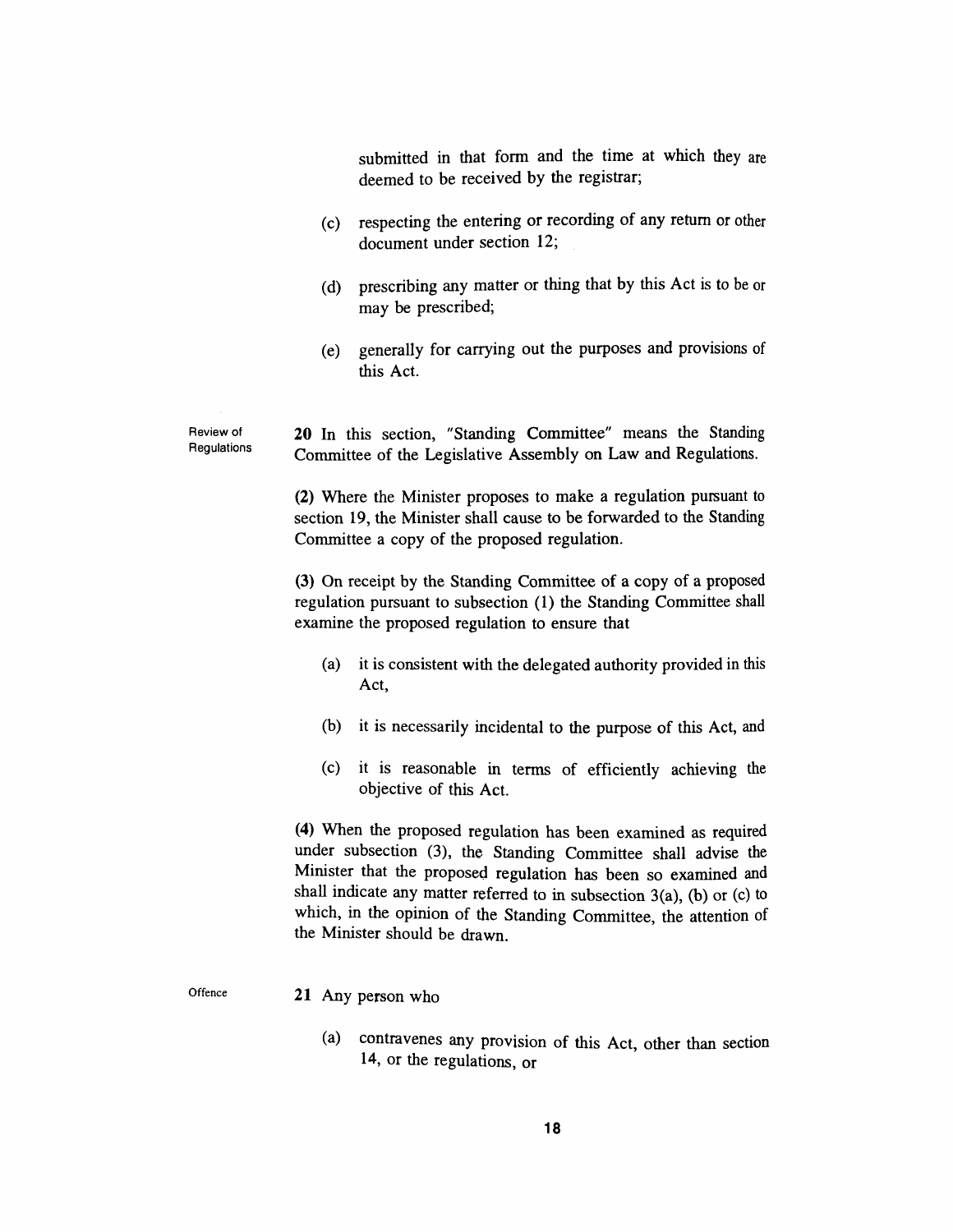submitted in that form and the time at which they are deemed to be received by the registrar;

(c) respecting the entering or recording of any return or other document under section 12;

(d) prescribing any matter or thing that by this Act is to be or may be prescribed;

(e) generally for carrying out the purposes and provisions of this Act.

Review of Regulations

**20** In this section, "Standing Committee" means the Standing Committee of the Legislative Assembly on Law and Regulations.

**(2)** Where the Minister proposes to make a regulation pursuant to section 19, the Minister shall cause to be forwarded to the Standing Committee a copy of the proposed regulation.

**(3)** On receipt by the Standing Committee of a copy of a proposed regulation pursuant to subsection (1) the Standing Committee shall examine the proposed regulation to ensure that

(a) it is consistent with the delegated authority provided in this Act,

(b) it is necessarily incidental to the purpose of this Act, and

(c) it is reasonable in terms of efficiently achieving the objective of this Act.

**(4)** When the proposed regulation has been examined as required under subsection (3), the Standing Committee shall advise the Minister that the proposed regulation has been so examined and shall indicate any matter referred to in subsection 3(a), (b) or (c) to which, in the opinion of the Standing Committee, the attention of the Minister should be drawn.

Offence

**21** Any person who

(a) contravenes any provision of this Act, other than section 14, or the regulations, or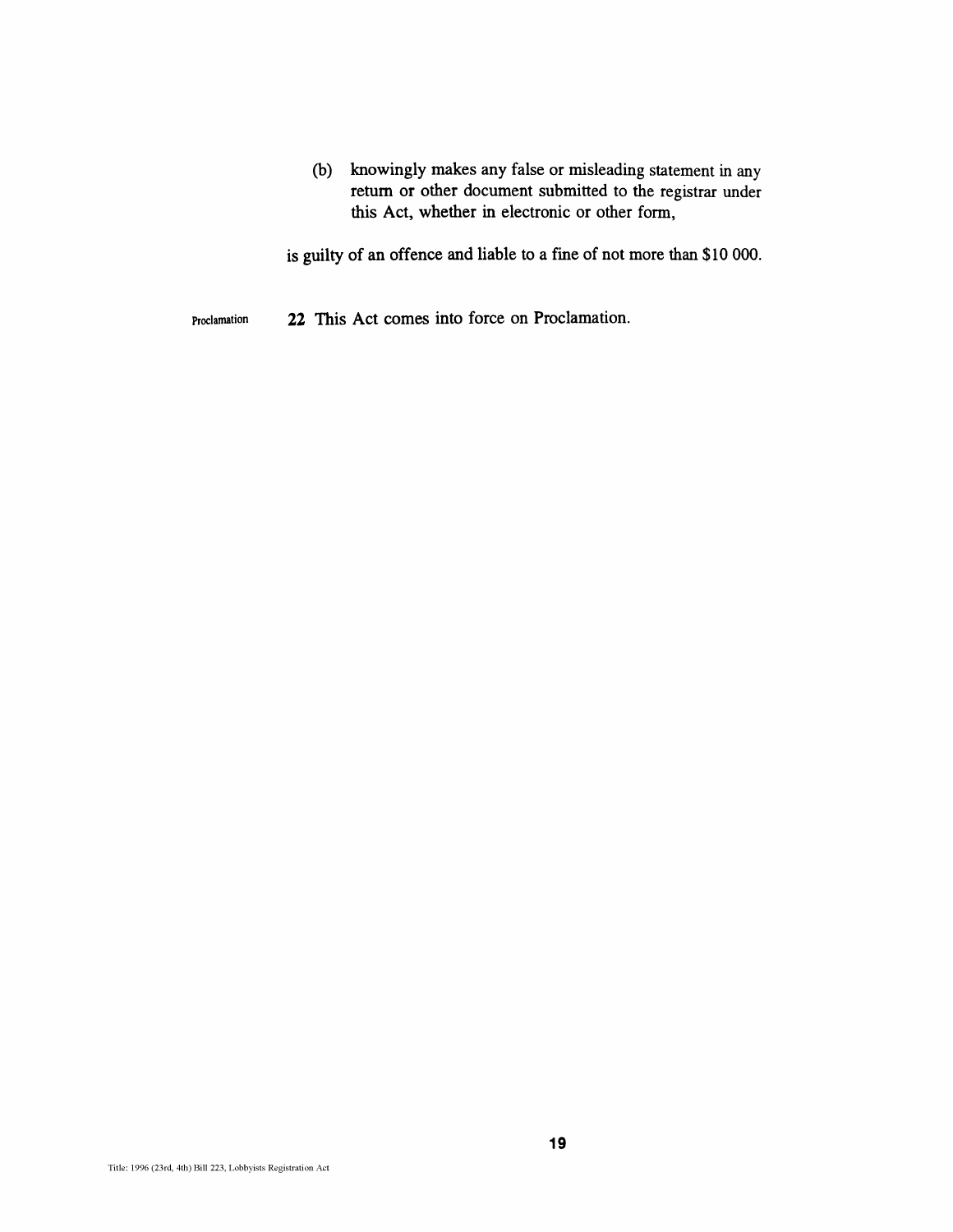(b) knowingly makes any false or misleading statement in any return or other document submitted to the registrar under this Act, whether in electronic or other form,

is guilty of an offence and liable to a fine of not more than $10 000.

Proclamation

**22** This Act comes into force on Proclamation.